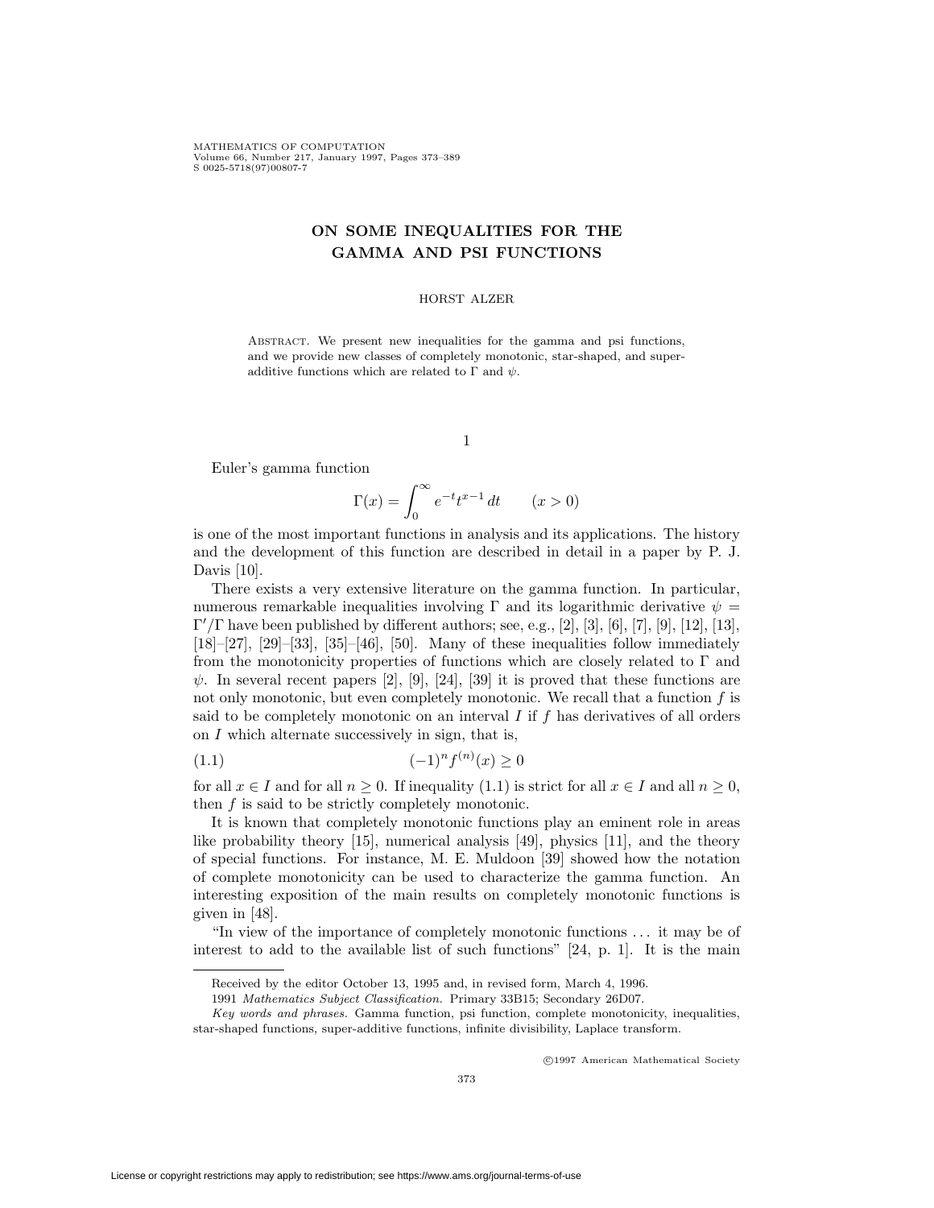# ON SOME INEQUALITIES FOR THE GAMMA AND PSI FUNCTIONS

HORST ALZER

Abstract. We present new inequalities for the gamma and psi functions, and we provide new classes of completely monotonic, star-shaped, and super-additive functions which are related to $\Gamma$ and $\psi$.

## 1

Euler's gamma function

$$\Gamma(x) = \int_0^\infty e^{-t} t^{x-1}\, dt \qquad (x > 0)$$

is one of the most important functions in analysis and its applications. The history and the development of this function are described in detail in a paper by P. J. Davis [10].

There exists a very extensive literature on the gamma function. In particular, numerous remarkable inequalities involving $\Gamma$ and its logarithmic derivative $\psi = \Gamma'/\Gamma$ have been published by different authors; see, e.g., [2], [3], [6], [7], [9], [12], [13], [18]–[27], [29]–[33], [35]–[46], [50]. Many of these inequalities follow immediately from the monotonicity properties of functions which are closely related to $\Gamma$ and $\psi$. In several recent papers [2], [9], [24], [39] it is proved that these functions are not only monotonic, but even completely monotonic. We recall that a function $f$ is said to be completely monotonic on an interval $I$ if $f$ has derivatives of all orders on $I$ which alternate successively in sign, that is,

$$(-1)^n f^{(n)}(x) \geq 0 \tag{1.1}$$

for all $x \in I$ and for all $n \geq 0$. If inequality (1.1) is strict for all $x \in I$ and all $n \geq 0$, then $f$ is said to be strictly completely monotonic.

It is known that completely monotonic functions play an eminent role in areas like probability theory [15], numerical analysis [49], physics [11], and the theory of special functions. For instance, M. E. Muldoon [39] showed how the notation of complete monotonicity can be used to characterize the gamma function. An interesting exposition of the main results on completely monotonic functions is given in [48].

"In view of the importance of completely monotonic functions ... it may be of interest to add to the available list of such functions" [24, p. 1]. It is the main

---

Received by the editor October 13, 1995 and, in revised form, March 4, 1996.

1991 *Mathematics Subject Classification.* Primary 33B15; Secondary 26D07.

*Key words and phrases.* Gamma function, psi function, complete monotonicity, inequalities, star-shaped functions, super-additive functions, infinite divisibility, Laplace transform.

©1997 American Mathematical Society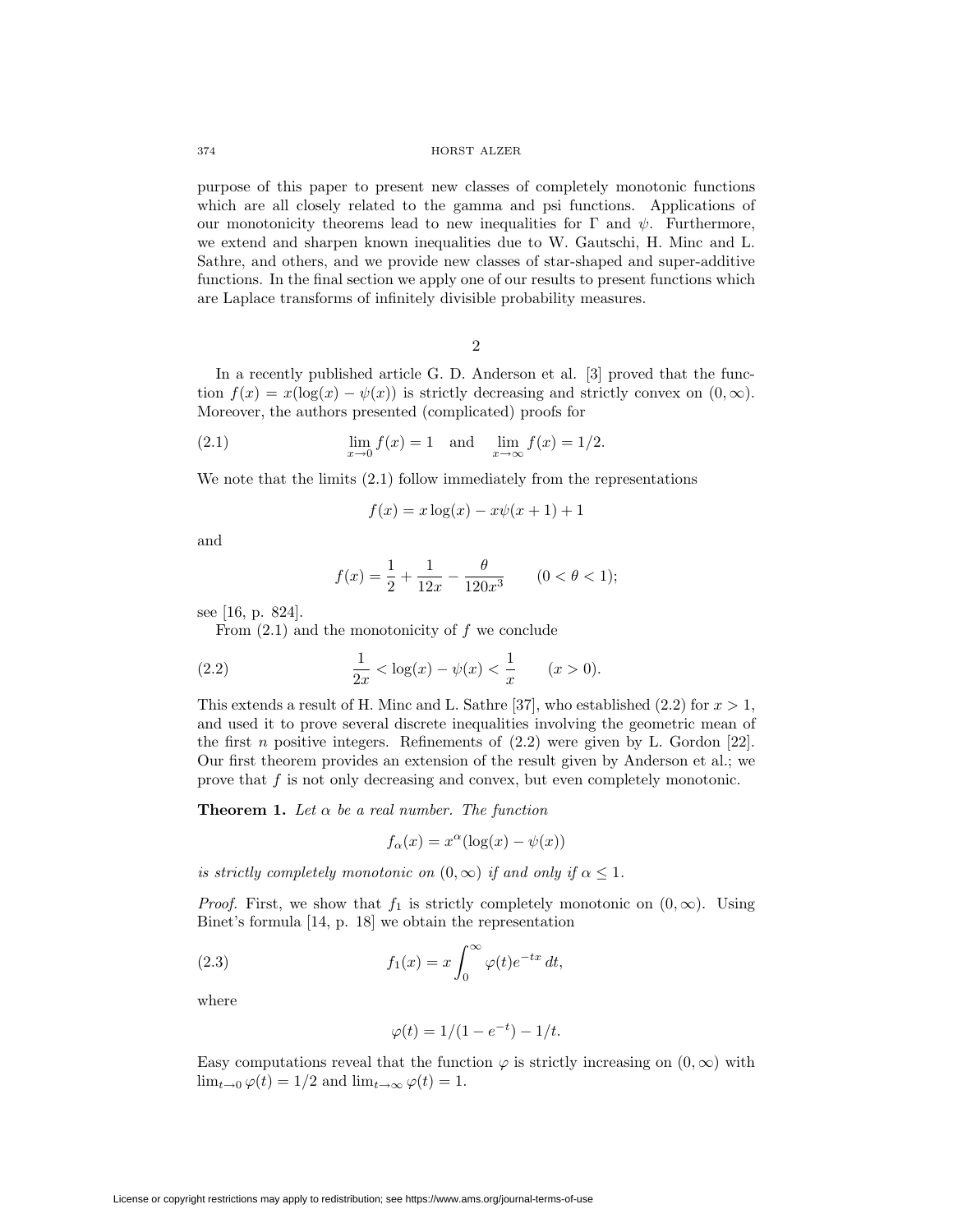purpose of this paper to present new classes of completely monotonic functions which are all closely related to the gamma and psi functions. Applications of our monotonicity theorems lead to new inequalities for $\Gamma$ and $\psi$. Furthermore, we extend and sharpen known inequalities due to W. Gautschi, H. Minc and L. Sathre, and others, and we provide new classes of star-shaped and super-additive functions. In the final section we apply one of our results to present functions which are Laplace transforms of infinitely divisible probability measures.

## 2

In a recently published article G. D. Anderson et al. [3] proved that the function $f(x) = x(\log(x) - \psi(x))$ is strictly decreasing and strictly convex on $(0, \infty)$. Moreover, the authors presented (complicated) proofs for

$$\lim_{x \to 0} f(x) = 1 \quad \text{and} \quad \lim_{x \to \infty} f(x) = 1/2. \tag{2.1}$$

We note that the limits (2.1) follow immediately from the representations

$$f(x) = x \log(x) - x\psi(x + 1) + 1$$

and

$$f(x) = \frac{1}{2} + \frac{1}{12x} - \frac{\theta}{120x^3} \qquad (0 < \theta < 1);$$

see [16, p. 824].

From (2.1) and the monotonicity of $f$ we conclude

$$\frac{1}{2x} < \log(x) - \psi(x) < \frac{1}{x} \qquad (x > 0). \tag{2.2}$$

This extends a result of H. Minc and L. Sathre [37], who established (2.2) for $x > 1$, and used it to prove several discrete inequalities involving the geometric mean of the first $n$ positive integers. Refinements of (2.2) were given by L. Gordon [22]. Our first theorem provides an extension of the result given by Anderson et al.; we prove that $f$ is not only decreasing and convex, but even completely monotonic.

**Theorem 1.** *Let $\alpha$ be a real number. The function*

$$f_\alpha(x) = x^\alpha(\log(x) - \psi(x))$$

*is strictly completely monotonic on $(0, \infty)$ if and only if $\alpha \leq 1$.*

*Proof.* First, we show that $f_1$ is strictly completely monotonic on $(0, \infty)$. Using Binet's formula [14, p. 18] we obtain the representation

$$f_1(x) = x \int_0^\infty \varphi(t) e^{-tx} \, dt, \tag{2.3}$$

where

$$\varphi(t) = 1/(1 - e^{-t}) - 1/t.$$

Easy computations reveal that the function $\varphi$ is strictly increasing on $(0, \infty)$ with $\lim_{t \to 0} \varphi(t) = 1/2$ and $\lim_{t \to \infty} \varphi(t) = 1$.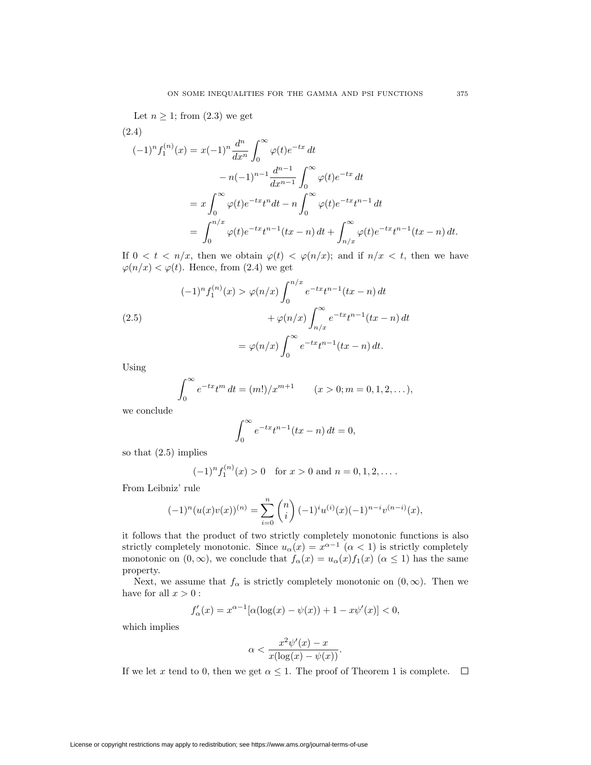Let $n \geq 1$; from (2.3) we get

(2.4)

$$
\begin{aligned}
(-1)^n f_1^{(n)}(x) &= x(-1)^n \frac{d^n}{dx^n} \int_0^\infty \varphi(t) e^{-tx}\, dt \\
&\qquad - n(-1)^{n-1} \frac{d^{n-1}}{dx^{n-1}} \int_0^\infty \varphi(t) e^{-tx}\, dt \\
&= x \int_0^\infty \varphi(t) e^{-tx} t^n dt - n \int_0^\infty \varphi(t) e^{-tx} t^{n-1}\, dt \\
&= \int_0^{n/x} \varphi(t) e^{-tx} t^{n-1}(tx - n)\, dt + \int_{n/x}^\infty \varphi(t) e^{-tx} t^{n-1}(tx-n)\, dt.
\end{aligned}
$$

If $0 < t < n/x$, then we obtain $\varphi(t) < \varphi(n/x)$; and if $n/x < t$, then we have $\varphi(n/x) < \varphi(t)$. Hence, from (2.4) we get

$$
\begin{aligned}
(-1)^n f_1^{(n)}(x) &> \varphi(n/x) \int_0^{n/x} e^{-tx} t^{n-1}(tx-n)\, dt \\
&\qquad + \varphi(n/x) \int_{n/x}^\infty e^{-tx} t^{n-1}(tx-n)\, dt \qquad (2.5)\\
&= \varphi(n/x) \int_0^\infty e^{-tx} t^{n-1}(tx-n)\, dt.
\end{aligned}
$$

Using

$$
\int_0^\infty e^{-tx} t^m\, dt = (m!)/x^{m+1} \qquad (x > 0; m = 0, 1, 2, \ldots),
$$

we conclude

$$
\int_0^\infty e^{-tx} t^{n-1}(tx - n)\, dt = 0,
$$

so that (2.5) implies

$$
(-1)^n f_1^{(n)}(x) > 0 \quad \text{for } x > 0 \text{ and } n = 0, 1, 2, \ldots.
$$

From Leibniz' rule

$$
(-1)^n (u(x)v(x))^{(n)} = \sum_{i=0}^n \binom{n}{i} (-1)^i u^{(i)}(x)(-1)^{n-i} v^{(n-i)}(x),
$$

it follows that the product of two strictly completely monotonic functions is also strictly completely monotonic. Since $u_\alpha(x) = x^{\alpha-1}$ ($\alpha < 1$) is strictly completely monotonic on $(0, \infty)$, we conclude that $f_\alpha(x) = u_\alpha(x) f_1(x)$ ($\alpha \leq 1$) has the same property.

Next, we assume that $f_\alpha$ is strictly completely monotonic on $(0, \infty)$. Then we have for all $x > 0$ :

$$
f'_\alpha(x) = x^{\alpha-1}[\alpha(\log(x) - \psi(x)) + 1 - x\psi'(x)] < 0,
$$

which implies

$$
\alpha < \frac{x^2\psi'(x) - x}{x(\log(x) - \psi(x))}.
$$

If we let $x$ tend to 0, then we get $\alpha \leq 1$. The proof of Theorem 1 is complete. $\square$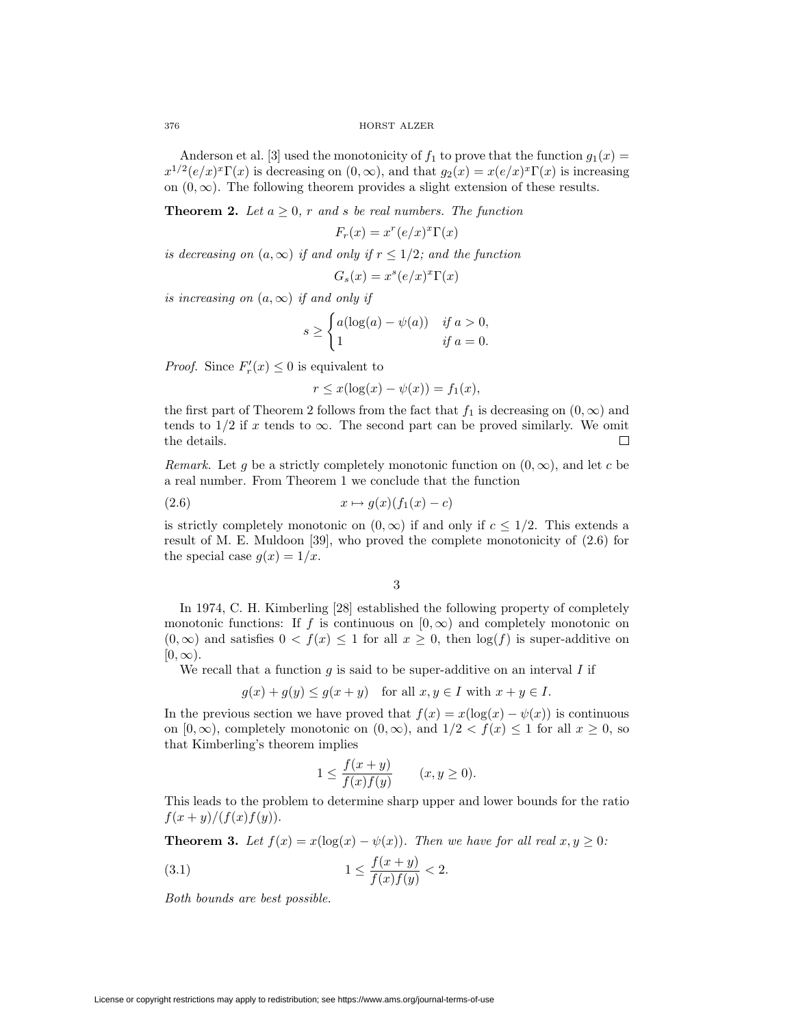Anderson et al. [3] used the monotonicity of $f_1$ to prove that the function $g_1(x) = x^{1/2}(e/x)^x\Gamma(x)$ is decreasing on $(0,\infty)$, and that $g_2(x) = x(e/x)^x\Gamma(x)$ is increasing on $(0,\infty)$. The following theorem provides a slight extension of these results.

**Theorem 2.** *Let $a \geq 0$, $r$ and $s$ be real numbers. The function*

$$F_r(x) = x^r(e/x)^x\Gamma(x)$$

*is decreasing on $(a,\infty)$ if and only if $r \leq 1/2$; and the function*

$$G_s(x) = x^s(e/x)^x\Gamma(x)$$

*is increasing on $(a,\infty)$ if and only if*

$$s \geq \begin{cases} a(\log(a) - \psi(a)) & \text{if } a > 0, \\ 1 & \text{if } a = 0. \end{cases}$$

*Proof.* Since $F_r'(x) \leq 0$ is equivalent to

$$r \leq x(\log(x) - \psi(x)) = f_1(x),$$

the first part of Theorem 2 follows from the fact that $f_1$ is decreasing on $(0,\infty)$ and tends to $1/2$ if $x$ tends to $\infty$. The second part can be proved similarly. We omit the details. □

*Remark.* Let $g$ be a strictly completely monotonic function on $(0,\infty)$, and let $c$ be a real number. From Theorem 1 we conclude that the function

$$x \mapsto g(x)(f_1(x) - c) \tag{2.6}$$

is strictly completely monotonic on $(0,\infty)$ if and only if $c \leq 1/2$. This extends a result of M. E. Muldoon [39], who proved the complete monotonicity of (2.6) for the special case $g(x) = 1/x$.

## 3

In 1974, C. H. Kimberling [28] established the following property of completely monotonic functions: If $f$ is continuous on $[0,\infty)$ and completely monotonic on $(0,\infty)$ and satisfies $0 < f(x) \leq 1$ for all $x \geq 0$, then $\log(f)$ is super-additive on $[0,\infty)$.

We recall that a function $g$ is said to be super-additive on an interval $I$ if

$$g(x) + g(y) \leq g(x+y) \quad \text{for all } x, y \in I \text{ with } x + y \in I.$$

In the previous section we have proved that $f(x) = x(\log(x) - \psi(x))$ is continuous on $[0,\infty)$, completely monotonic on $(0,\infty)$, and $1/2 < f(x) \leq 1$ for all $x \geq 0$, so that Kimberling's theorem implies

$$1 \leq \frac{f(x+y)}{f(x)f(y)} \qquad (x, y \geq 0).$$

This leads to the problem to determine sharp upper and lower bounds for the ratio $f(x+y)/(f(x)f(y))$.

**Theorem 3.** *Let $f(x) = x(\log(x) - \psi(x))$. Then we have for all real $x, y \geq 0$:*

$$1 \leq \frac{f(x+y)}{f(x)f(y)} < 2. \tag{3.1}$$

*Both bounds are best possible.*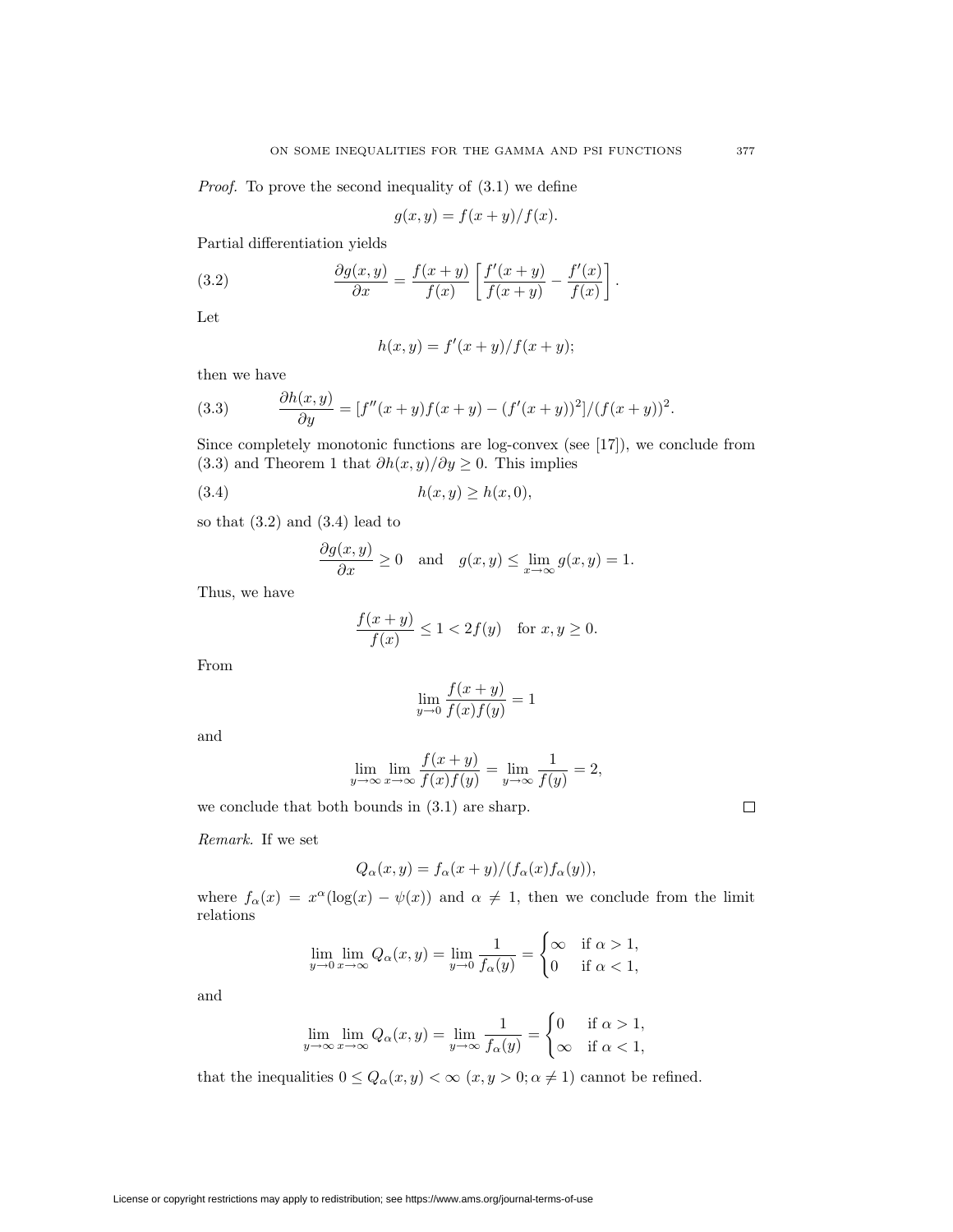*Proof.* To prove the second inequality of (3.1) we define

$$g(x, y) = f(x + y)/f(x).$$

Partial differentiation yields

$$\frac{\partial g(x,y)}{\partial x} = \frac{f(x+y)}{f(x)}\left[\frac{f'(x+y)}{f(x+y)} - \frac{f'(x)}{f(x)}\right]. \tag{3.2}$$

Let

$$h(x, y) = f'(x + y)/f(x + y);$$

then we have

$$\frac{\partial h(x,y)}{\partial y} = [f''(x+y)f(x+y) - (f'(x+y))^2]/(f(x+y))^2. \tag{3.3}$$

Since completely monotonic functions are log-convex (see [17]), we conclude from (3.3) and Theorem 1 that $\partial h(x, y)/\partial y \geq 0$. This implies

$$h(x, y) \geq h(x, 0), \tag{3.4}$$

so that (3.2) and (3.4) lead to

$$\frac{\partial g(x,y)}{\partial x} \geq 0 \quad \text{and} \quad g(x,y) \leq \lim_{x\to\infty} g(x,y) = 1.$$

Thus, we have

$$\frac{f(x+y)}{f(x)} \leq 1 < 2f(y) \quad \text{for } x, y \geq 0.$$

From

$$\lim_{y\to 0} \frac{f(x+y)}{f(x)f(y)} = 1$$

and

$$\lim_{y\to\infty} \lim_{x\to\infty} \frac{f(x+y)}{f(x)f(y)} = \lim_{y\to\infty} \frac{1}{f(y)} = 2,$$

we conclude that both bounds in (3.1) are sharp. $\square$

*Remark.* If we set

$$Q_\alpha(x, y) = f_\alpha(x + y)/(f_\alpha(x)f_\alpha(y)),$$

where $f_\alpha(x) = x^\alpha(\log(x) - \psi(x))$ and $\alpha \neq 1$, then we conclude from the limit relations

$$\lim_{y\to 0} \lim_{x\to\infty} Q_\alpha(x, y) = \lim_{y\to 0} \frac{1}{f_\alpha(y)} = \begin{cases} \infty & \text{if } \alpha > 1, \\ 0 & \text{if } \alpha < 1, \end{cases}$$

and

$$\lim_{y\to\infty} \lim_{x\to\infty} Q_\alpha(x, y) = \lim_{y\to\infty} \frac{1}{f_\alpha(y)} = \begin{cases} 0 & \text{if } \alpha > 1, \\ \infty & \text{if } \alpha < 1, \end{cases}$$

that the inequalities $0 \leq Q_\alpha(x, y) < \infty$ $(x, y > 0; \alpha \neq 1)$ cannot be refined.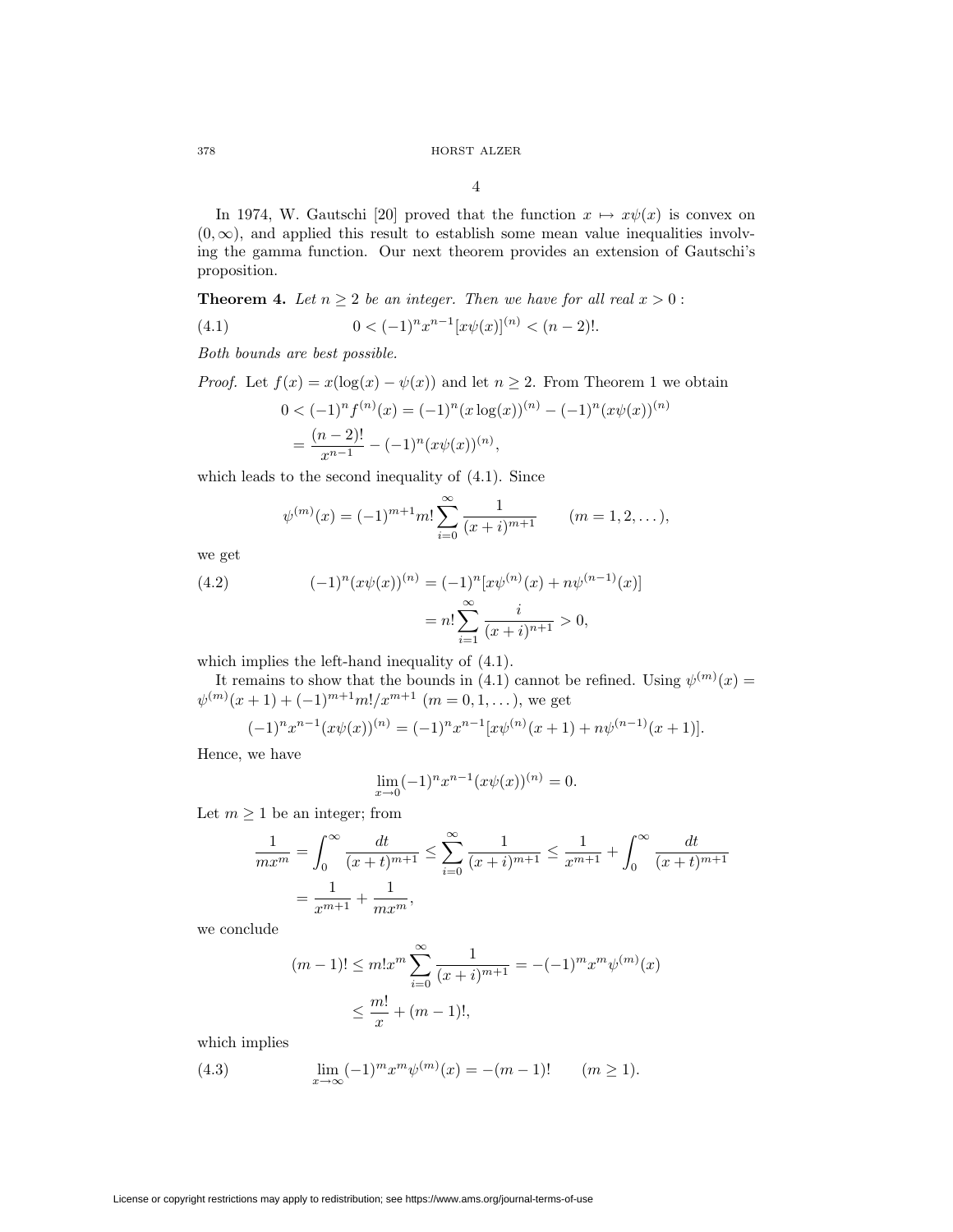## 4

In 1974, W. Gautschi [20] proved that the function $x \mapsto x\psi(x)$ is convex on $(0, \infty)$, and applied this result to establish some mean value inequalities involving the gamma function. Our next theorem provides an extension of Gautschi's proposition.

**Theorem 4.** *Let $n \geq 2$ be an integer. Then we have for all real $x > 0$ :*

$$0 < (-1)^n x^{n-1}[x\psi(x)]^{(n)} < (n-2)!. \tag{4.1}$$

*Both bounds are best possible.*

*Proof.* Let $f(x) = x(\log(x) - \psi(x))$ and let $n \geq 2$. From Theorem 1 we obtain

$$\begin{aligned} 0 < (-1)^n f^{(n)}(x) &= (-1)^n (x \log(x))^{(n)} - (-1)^n (x\psi(x))^{(n)} \\ &= \frac{(n-2)!}{x^{n-1}} - (-1)^n (x\psi(x))^{(n)}, \end{aligned}$$

which leads to the second inequality of (4.1). Since

$$\psi^{(m)}(x) = (-1)^{m+1} m! \sum_{i=0}^{\infty} \frac{1}{(x+i)^{m+1}} \qquad (m = 1, 2, \dots),$$

we get

$$\begin{aligned} (-1)^n (x\psi(x))^{(n)} &= (-1)^n [x\psi^{(n)}(x) + n\psi^{(n-1)}(x)] \\ &= n! \sum_{i=1}^{\infty} \frac{i}{(x+i)^{n+1}} > 0, \end{aligned} \tag{4.2}$$

which implies the left-hand inequality of (4.1).

It remains to show that the bounds in (4.1) cannot be refined. Using $\psi^{(m)}(x) = \psi^{(m)}(x+1) + (-1)^{m+1} m!/x^{m+1}$ $(m = 0, 1, \dots)$, we get

$$(-1)^n x^{n-1} (x\psi(x))^{(n)} = (-1)^n x^{n-1} [x\psi^{(n)}(x+1) + n\psi^{(n-1)}(x+1)].$$

Hence, we have

$$\lim_{x \to 0} (-1)^n x^{n-1} (x\psi(x))^{(n)} = 0.$$

Let $m \geq 1$ be an integer; from

$$\begin{aligned} \frac{1}{mx^m} = \int_0^{\infty} \frac{dt}{(x+t)^{m+1}} \leq \sum_{i=0}^{\infty} \frac{1}{(x+i)^{m+1}} &\leq \frac{1}{x^{m+1}} + \int_0^{\infty} \frac{dt}{(x+t)^{m+1}} \\ &= \frac{1}{x^{m+1}} + \frac{1}{mx^m}, \end{aligned}$$

we conclude

$$\begin{aligned} (m-1)! \leq m! x^m \sum_{i=0}^{\infty} \frac{1}{(x+i)^{m+1}} &= -(-1)^m x^m \psi^{(m)}(x) \\ &\leq \frac{m!}{x} + (m-1)!, \end{aligned}$$

which implies

$$\lim_{x \to \infty} (-1)^m x^m \psi^{(m)}(x) = -(m-1)! \qquad (m \geq 1). \tag{4.3}$$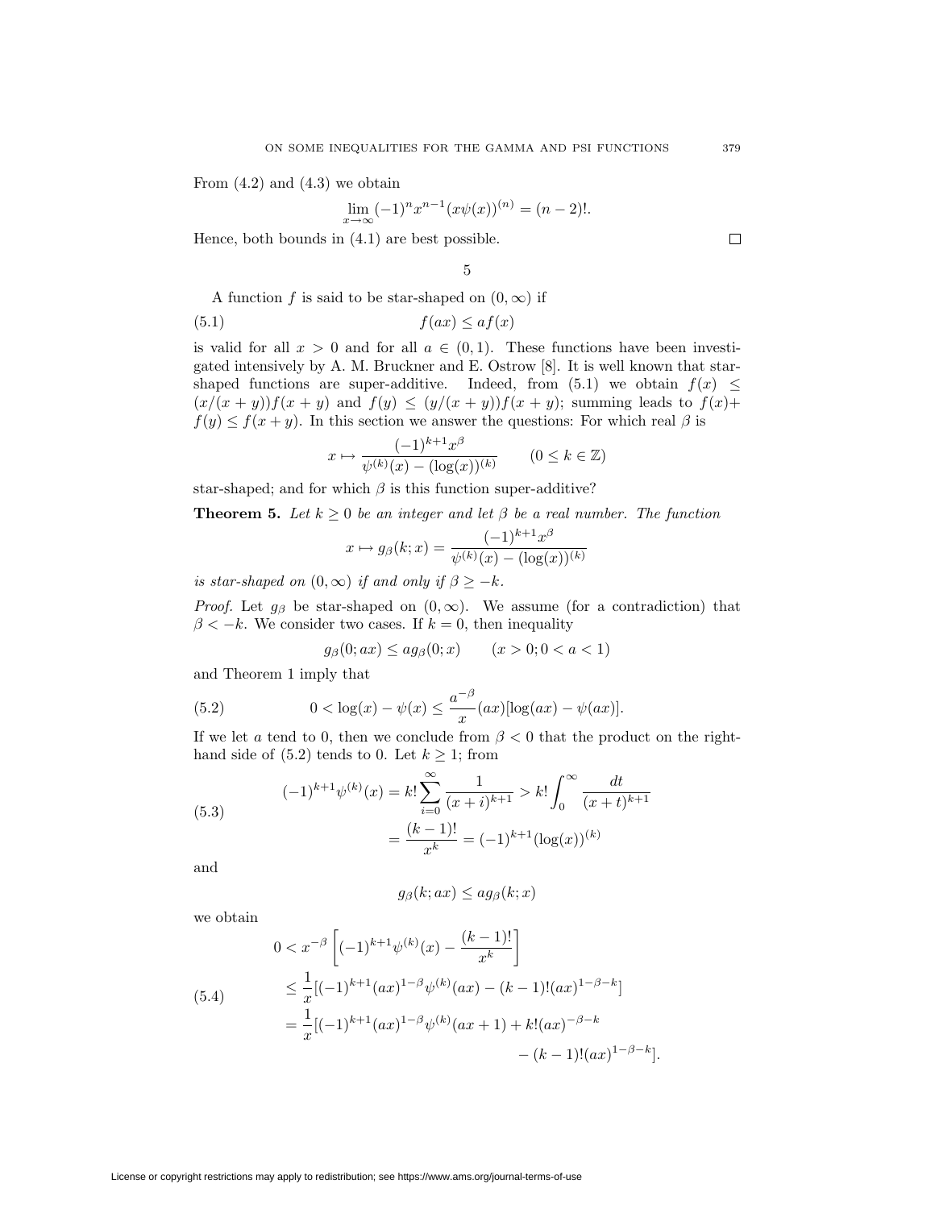From (4.2) and (4.3) we obtain

$$\lim_{x\to\infty} (-1)^n x^{n-1}(x\psi(x))^{(n)} = (n-2)!.$$

Hence, both bounds in (4.1) are best possible. $\square$

## 5

A function $f$ is said to be star-shaped on $(0,\infty)$ if

$$f(ax) \le af(x) \tag{5.1}$$

is valid for all $x>0$ and for all $a\in(0,1)$. These functions have been investigated intensively by A. M. Bruckner and E. Ostrow [8]. It is well known that star-shaped functions are super-additive. Indeed, from (5.1) we obtain $f(x) \le (x/(x+y))f(x+y)$ and $f(y) \le (y/(x+y))f(x+y)$; summing leads to $f(x)+f(y) \le f(x+y)$. In this section we answer the questions: For which real $\beta$ is

$$x \mapsto \frac{(-1)^{k+1}x^{\beta}}{\psi^{(k)}(x)-(\log(x))^{(k)}} \qquad (0\le k\in\mathbb{Z})$$

star-shaped; and for which $\beta$ is this function super-additive?

**Theorem 5.** *Let $k\ge 0$ be an integer and let $\beta$ be a real number. The function*

$$x \mapsto g_{\beta}(k;x) = \frac{(-1)^{k+1}x^{\beta}}{\psi^{(k)}(x)-(\log(x))^{(k)}}$$

*is star-shaped on $(0,\infty)$ if and only if $\beta \ge -k$.*

*Proof.* Let $g_\beta$ be star-shaped on $(0,\infty)$. We assume (for a contradiction) that $\beta < -k$. We consider two cases. If $k=0$, then inequality

$$g_\beta(0;ax) \le a g_\beta(0;x) \qquad (x>0;\, 0<a<1)$$

and Theorem 1 imply that

$$0 < \log(x)-\psi(x) \le \frac{a^{-\beta}}{x}(ax)[\log(ax)-\psi(ax)]. \tag{5.2}$$

If we let $a$ tend to 0, then we conclude from $\beta<0$ that the product on the right-hand side of (5.2) tends to 0. Let $k\ge 1$; from

$$\begin{aligned}(-1)^{k+1}\psi^{(k)}(x) &= k!\sum_{i=0}^{\infty}\frac{1}{(x+i)^{k+1}} > k!\int_0^{\infty}\frac{dt}{(x+t)^{k+1}}\\ &= \frac{(k-1)!}{x^k} = (-1)^{k+1}(\log(x))^{(k)}\end{aligned} \tag{5.3}$$

and

$$g_\beta(k;ax) \le a g_\beta(k;x)$$

we obtain

$$\begin{aligned} 0 &< x^{-\beta}\left[(-1)^{k+1}\psi^{(k)}(x) - \frac{(k-1)!}{x^k}\right]\\ &\le \frac{1}{x}[(-1)^{k+1}(ax)^{1-\beta}\psi^{(k)}(ax) - (k-1)!(ax)^{1-\beta-k}]\\ &= \frac{1}{x}[(-1)^{k+1}(ax)^{1-\beta}\psi^{(k)}(ax+1) + k!(ax)^{-\beta-k}\\ &\qquad - (k-1)!(ax)^{1-\beta-k}]. \end{aligned} \tag{5.4}$$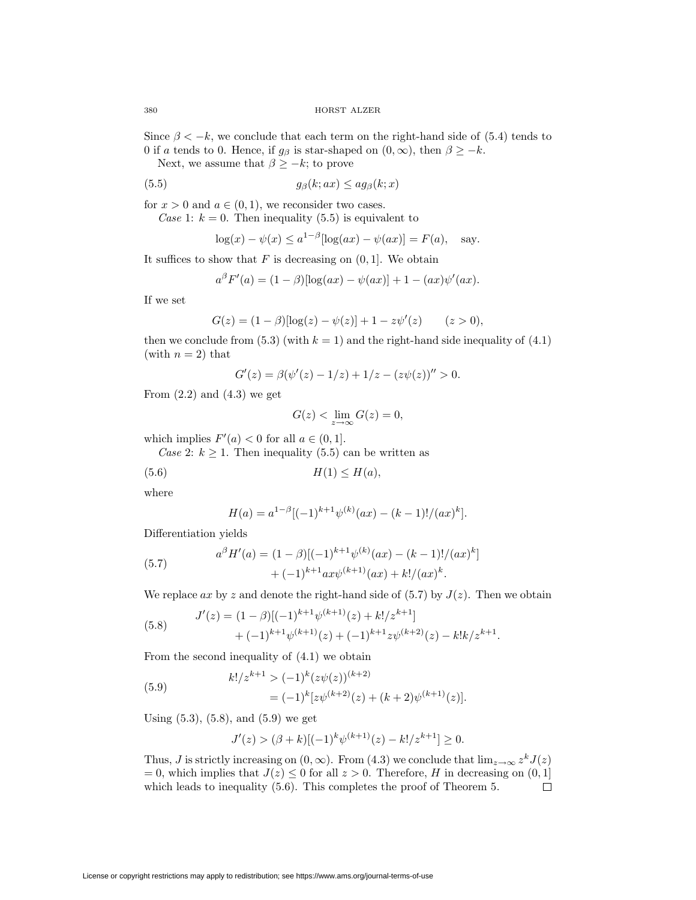Since $\beta < -k$, we conclude that each term on the right-hand side of (5.4) tends to 0 if $a$ tends to 0. Hence, if $g_\beta$ is star-shaped on $(0, \infty)$, then $\beta \geq -k$.

Next, we assume that $\beta \geq -k$; to prove

$$g_\beta(k; ax) \leq a g_\beta(k; x) \tag{5.5}$$

for $x > 0$ and $a \in (0, 1)$, we reconsider two cases.

*Case* 1: $k = 0$. Then inequality (5.5) is equivalent to

$$\log(x) - \psi(x) \leq a^{1-\beta}[\log(ax) - \psi(ax)] = F(a), \quad \text{say.}$$

It suffices to show that $F$ is decreasing on $(0, 1]$. We obtain

$$a^\beta F'(a) = (1 - \beta)[\log(ax) - \psi(ax)] + 1 - (ax)\psi'(ax).$$

If we set

$$G(z) = (1 - \beta)[\log(z) - \psi(z)] + 1 - z\psi'(z) \qquad (z > 0),$$

then we conclude from (5.3) (with $k = 1$) and the right-hand side inequality of (4.1) (with $n = 2$) that

$$G'(z) = \beta(\psi'(z) - 1/z) + 1/z - (z\psi(z))'' > 0.$$

From (2.2) and (4.3) we get

$$G(z) < \lim_{z \to \infty} G(z) = 0,$$

which implies $F'(a) < 0$ for all $a \in (0, 1]$.

*Case* 2: $k \geq 1$. Then inequality (5.5) can be written as

$$H(1) \leq H(a), \tag{5.6}$$

where

$$H(a) = a^{1-\beta}[(-1)^{k+1}\psi^{(k)}(ax) - (k-1)!/(ax)^k].$$

Differentiation yields

$$\begin{aligned} a^\beta H'(a) = (1 - \beta)&[(-1)^{k+1}\psi^{(k)}(ax) - (k-1)!/(ax)^k] \\ &+ (-1)^{k+1} ax \psi^{(k+1)}(ax) + k!/(ax)^k. \end{aligned} \tag{5.7}$$

We replace $ax$ by $z$ and denote the right-hand side of (5.7) by $J(z)$. Then we obtain

$$\begin{aligned} J'(z) = (1 - \beta)&[(-1)^{k+1}\psi^{(k+1)}(z) + k!/z^{k+1}] \\ &+ (-1)^{k+1}\psi^{(k+1)}(z) + (-1)^{k+1} z\psi^{(k+2)}(z) - k!k/z^{k+1}. \end{aligned} \tag{5.8}$$

From the second inequality of (4.1) we obtain

$$\begin{aligned} k!/z^{k+1} &> (-1)^k (z\psi(z))^{(k+2)} \\ &= (-1)^k[z\psi^{(k+2)}(z) + (k+2)\psi^{(k+1)}(z)]. \end{aligned} \tag{5.9}$$

Using (5.3), (5.8), and (5.9) we get

$$J'(z) > (\beta + k)[(-1)^k \psi^{(k+1)}(z) - k!/z^{k+1}] \geq 0.$$

Thus, $J$ is strictly increasing on $(0, \infty)$. From (4.3) we conclude that $\lim_{z \to \infty} z^k J(z) = 0$, which implies that $J(z) \leq 0$ for all $z > 0$. Therefore, $H$ in decreasing on $(0, 1]$ which leads to inequality (5.6). This completes the proof of Theorem 5. $\square$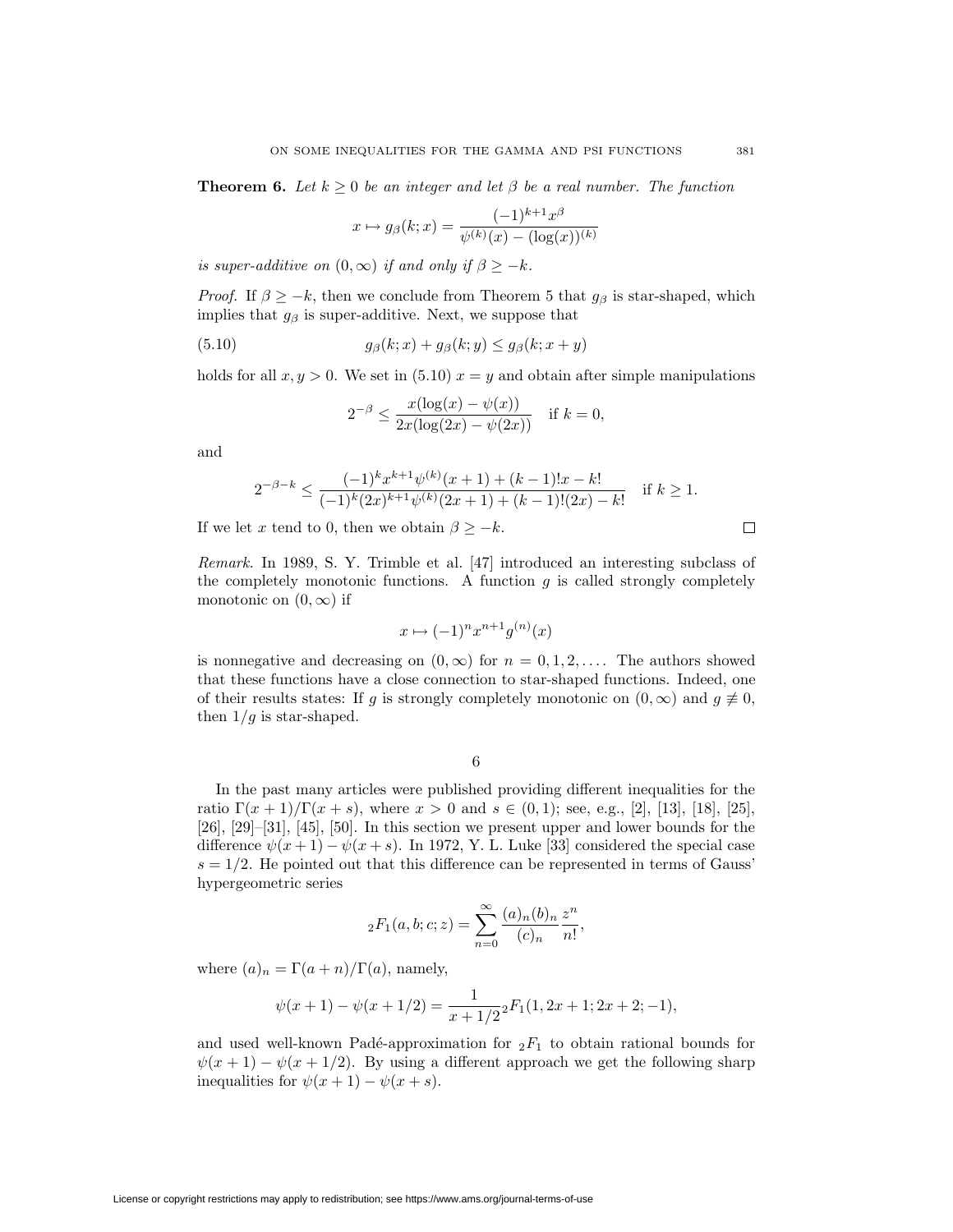**Theorem 6.** *Let $k \geq 0$ be an integer and let $\beta$ be a real number. The function*

$$x \mapsto g_\beta(k;x) = \frac{(-1)^{k+1} x^\beta}{\psi^{(k)}(x) - (\log(x))^{(k)}}$$

*is super-additive on $(0, \infty)$ if and only if $\beta \geq -k$.*

*Proof.* If $\beta \geq -k$, then we conclude from Theorem 5 that $g_\beta$ is star-shaped, which implies that $g_\beta$ is super-additive. Next, we suppose that

$$g_\beta(k;x) + g_\beta(k;y) \leq g_\beta(k; x+y) \tag{5.10}$$

holds for all $x, y > 0$. We set in (5.10) $x = y$ and obtain after simple manipulations

$$2^{-\beta} \leq \frac{x(\log(x) - \psi(x))}{2x(\log(2x) - \psi(2x))} \quad \text{if } k = 0,$$

and

$$2^{-\beta-k} \leq \frac{(-1)^k x^{k+1} \psi^{(k)}(x+1) + (k-1)! x - k!}{(-1)^k (2x)^{k+1} \psi^{(k)}(2x+1) + (k-1)!(2x) - k!} \quad \text{if } k \geq 1.$$

If we let $x$ tend to 0, then we obtain $\beta \geq -k$. □

*Remark.* In 1989, S. Y. Trimble et al. [47] introduced an interesting subclass of the completely monotonic functions. A function $g$ is called strongly completely monotonic on $(0, \infty)$ if

$$x \mapsto (-1)^n x^{n+1} g^{(n)}(x)$$

is nonnegative and decreasing on $(0, \infty)$ for $n = 0, 1, 2, \ldots$. The authors showed that these functions have a close connection to star-shaped functions. Indeed, one of their results states: If $g$ is strongly completely monotonic on $(0, \infty)$ and $g \not\equiv 0$, then $1/g$ is star-shaped.

## 6

In the past many articles were published providing different inequalities for the ratio $\Gamma(x+1)/\Gamma(x+s)$, where $x > 0$ and $s \in (0, 1)$; see, e.g., [2], [13], [18], [25], [26], [29]–[31], [45], [50]. In this section we present upper and lower bounds for the difference $\psi(x+1) - \psi(x+s)$. In 1972, Y. L. Luke [33] considered the special case $s = 1/2$. He pointed out that this difference can be represented in terms of Gauss' hypergeometric series

$${}_2F_1(a, b; c; z) = \sum_{n=0}^{\infty} \frac{(a)_n (b)_n}{(c)_n} \frac{z^n}{n!},$$

where $(a)_n = \Gamma(a+n)/\Gamma(a)$, namely,

$$\psi(x+1) - \psi(x+1/2) = \frac{1}{x+1/2} {}_2F_1(1, 2x+1; 2x+2; -1),$$

and used well-known Padé-approximation for ${}_2F_1$ to obtain rational bounds for $\psi(x+1) - \psi(x+1/2)$. By using a different approach we get the following sharp inequalities for $\psi(x+1) - \psi(x+s)$.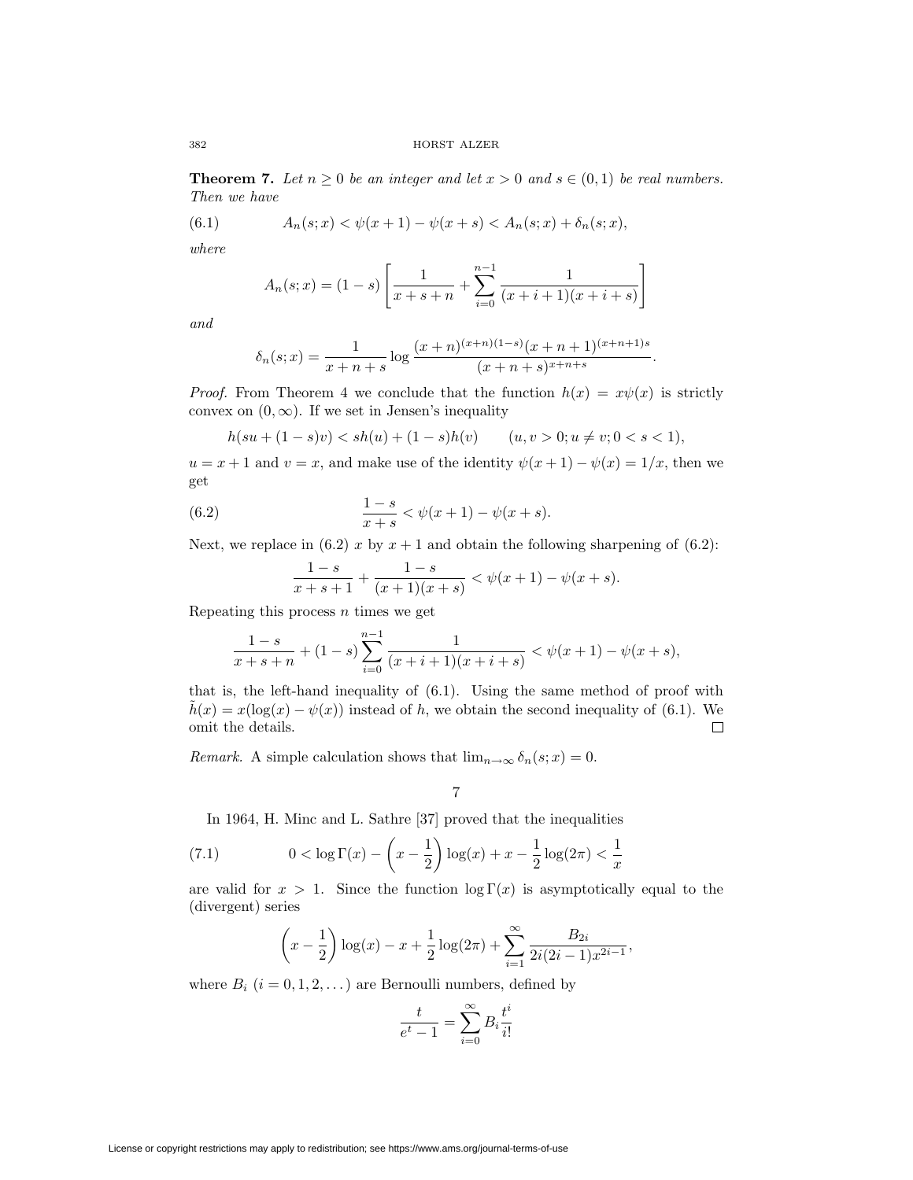**Theorem 7.** *Let $n \geq 0$ be an integer and let $x > 0$ and $s \in (0,1)$ be real numbers. Then we have*

$$A_n(s;x) < \psi(x+1) - \psi(x+s) < A_n(s;x) + \delta_n(s;x), \tag{6.1}$$

*where*

$$A_n(s;x) = (1-s)\left[\frac{1}{x+s+n} + \sum_{i=0}^{n-1} \frac{1}{(x+i+1)(x+i+s)}\right]$$

*and*

$$\delta_n(s;x) = \frac{1}{x+n+s} \log \frac{(x+n)^{(x+n)(1-s)}(x+n+1)^{(x+n+1)s}}{(x+n+s)^{x+n+s}}.$$

*Proof.* From Theorem 4 we conclude that the function $h(x) = x\psi(x)$ is strictly convex on $(0, \infty)$. If we set in Jensen's inequality

$$h(su + (1-s)v) < sh(u) + (1-s)h(v) \qquad (u, v > 0; u \neq v; 0 < s < 1),$$

$u = x+1$ and $v = x$, and make use of the identity $\psi(x+1) - \psi(x) = 1/x$, then we get

$$\frac{1-s}{x+s} < \psi(x+1) - \psi(x+s). \tag{6.2}$$

Next, we replace in (6.2) $x$ by $x+1$ and obtain the following sharpening of (6.2):

$$\frac{1-s}{x+s+1} + \frac{1-s}{(x+1)(x+s)} < \psi(x+1) - \psi(x+s).$$

Repeating this process $n$ times we get

$$\frac{1-s}{x+s+n} + (1-s)\sum_{i=0}^{n-1} \frac{1}{(x+i+1)(x+i+s)} < \psi(x+1) - \psi(x+s),$$

that is, the left-hand inequality of (6.1). Using the same method of proof with $\tilde{h}(x) = x(\log(x) - \psi(x))$ instead of $h$, we obtain the second inequality of (6.1). We omit the details. □

*Remark.* A simple calculation shows that $\lim_{n\to\infty} \delta_n(s;x) = 0$.

## 7

In 1964, H. Minc and L. Sathre [37] proved that the inequalities

$$0 < \log\Gamma(x) - \left(x - \frac{1}{2}\right)\log(x) + x - \frac{1}{2}\log(2\pi) < \frac{1}{x} \tag{7.1}$$

are valid for $x > 1$. Since the function $\log\Gamma(x)$ is asymptotically equal to the (divergent) series

$$\left(x - \frac{1}{2}\right)\log(x) - x + \frac{1}{2}\log(2\pi) + \sum_{i=1}^{\infty} \frac{B_{2i}}{2i(2i-1)x^{2i-1}},$$

where $B_i$ $(i = 0, 1, 2, \dots)$ are Bernoulli numbers, defined by

$$\frac{t}{e^t - 1} = \sum_{i=0}^{\infty} B_i \frac{t^i}{i!}$$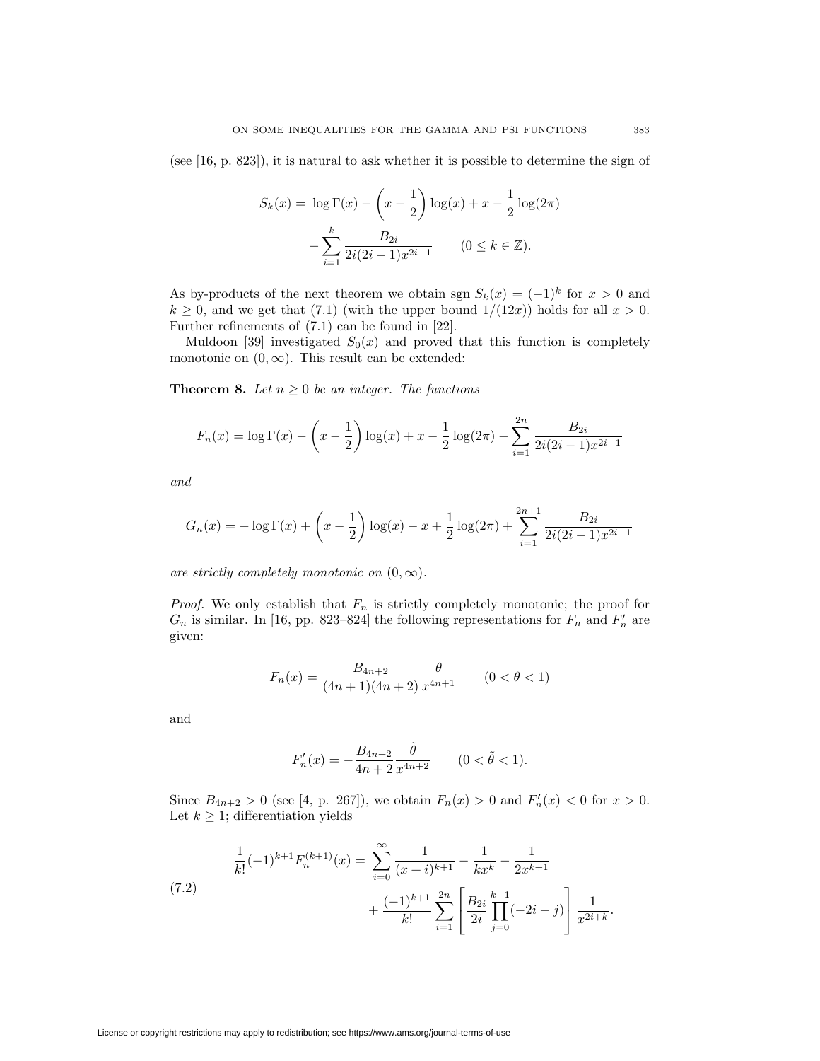(see [16, p. 823]), it is natural to ask whether it is possible to determine the sign of

$$S_k(x) = \log\Gamma(x) - \left(x - \frac{1}{2}\right)\log(x) + x - \frac{1}{2}\log(2\pi) \\ -\sum_{i=1}^{k} \frac{B_{2i}}{2i(2i-1)x^{2i-1}} \qquad (0 \le k \in \mathbb{Z}).$$

As by-products of the next theorem we obtain sgn $S_k(x) = (-1)^k$ for $x > 0$ and $k \ge 0$, and we get that (7.1) (with the upper bound $1/(12x)$) holds for all $x > 0$. Further refinements of (7.1) can be found in [22].

Muldoon [39] investigated $S_0(x)$ and proved that this function is completely monotonic on $(0, \infty)$. This result can be extended:

**Theorem 8.** *Let $n \ge 0$ be an integer. The functions*

$$F_n(x) = \log\Gamma(x) - \left(x - \frac{1}{2}\right)\log(x) + x - \frac{1}{2}\log(2\pi) - \sum_{i=1}^{2n} \frac{B_{2i}}{2i(2i-1)x^{2i-1}}$$

*and*

$$G_n(x) = -\log\Gamma(x) + \left(x - \frac{1}{2}\right)\log(x) - x + \frac{1}{2}\log(2\pi) + \sum_{i=1}^{2n+1} \frac{B_{2i}}{2i(2i-1)x^{2i-1}}$$

*are strictly completely monotonic on $(0, \infty)$.*

*Proof.* We only establish that $F_n$ is strictly completely monotonic; the proof for $G_n$ is similar. In [16, pp. 823–824] the following representations for $F_n$ and $F_n'$ are given:

$$F_n(x) = \frac{B_{4n+2}}{(4n+1)(4n+2)} \frac{\theta}{x^{4n+1}} \qquad (0 < \theta < 1)$$

and

$$F_n'(x) = -\frac{B_{4n+2}}{4n+2} \frac{\tilde{\theta}}{x^{4n+2}} \qquad (0 < \tilde{\theta} < 1).$$

Since $B_{4n+2} > 0$ (see [4, p. 267]), we obtain $F_n(x) > 0$ and $F_n'(x) < 0$ for $x > 0$. Let $k \ge 1$; differentiation yields

$$\frac{1}{k!}(-1)^{k+1} F_n^{(k+1)}(x) = \sum_{i=0}^{\infty} \frac{1}{(x+i)^{k+1}} - \frac{1}{kx^k} - \frac{1}{2x^{k+1}} \\ + \frac{(-1)^{k+1}}{k!} \sum_{i=1}^{2n} \left[ \frac{B_{2i}}{2i} \prod_{j=0}^{k-1} (-2i - j) \right] \frac{1}{x^{2i+k}}. \tag{7.2}$$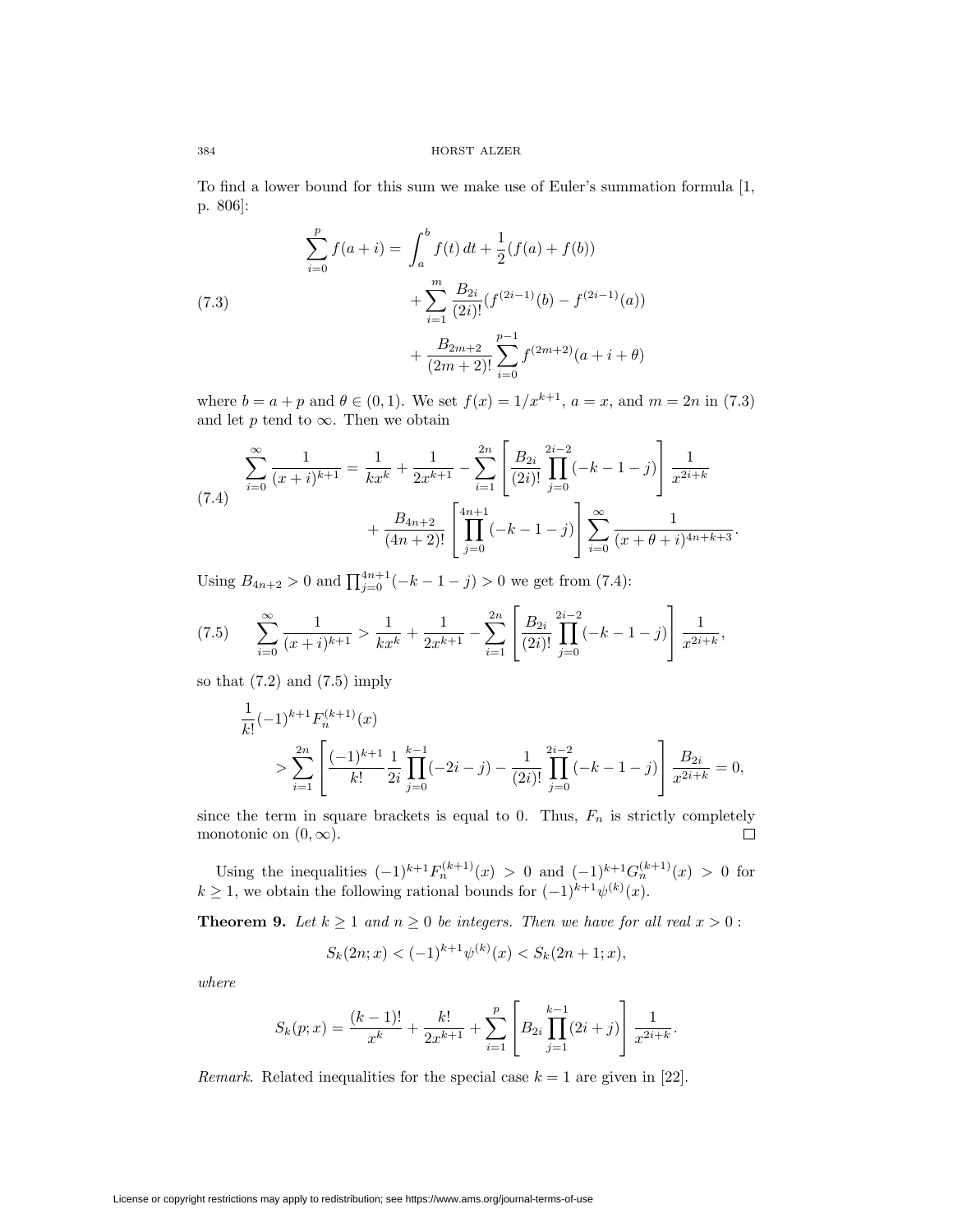To find a lower bound for this sum we make use of Euler's summation formula [1, p. 806]:

$$
\tag{7.3}
\begin{aligned}
\sum_{i=0}^{p} f(a+i) = & \int_a^b f(t)\,dt + \frac{1}{2}(f(a)+f(b)) \\
& + \sum_{i=1}^{m} \frac{B_{2i}}{(2i)!}(f^{(2i-1)}(b) - f^{(2i-1)}(a)) \\
& + \frac{B_{2m+2}}{(2m+2)!}\sum_{i=0}^{p-1} f^{(2m+2)}(a+i+\theta)
\end{aligned}
$$

where $b = a+p$ and $\theta \in (0,1)$. We set $f(x) = 1/x^{k+1}$, $a = x$, and $m = 2n$ in (7.3) and let $p$ tend to $\infty$. Then we obtain

$$
\tag{7.4}
\begin{aligned}
\sum_{i=0}^{\infty} \frac{1}{(x+i)^{k+1}} = & \frac{1}{kx^k} + \frac{1}{2x^{k+1}} - \sum_{i=1}^{2n}\left[\frac{B_{2i}}{(2i)!}\prod_{j=0}^{2i-2}(-k-1-j)\right]\frac{1}{x^{2i+k}} \\
& + \frac{B_{4n+2}}{(4n+2)!}\left[\prod_{j=0}^{4n+1}(-k-1-j)\right]\sum_{i=0}^{\infty}\frac{1}{(x+\theta+i)^{4n+k+3}}.
\end{aligned}
$$

Using $B_{4n+2} > 0$ and $\prod_{j=0}^{4n+1}(-k-1-j) > 0$ we get from (7.4):

$$
\tag{7.5}
\sum_{i=0}^{\infty} \frac{1}{(x+i)^{k+1}} > \frac{1}{kx^k} + \frac{1}{2x^{k+1}} - \sum_{i=1}^{2n}\left[\frac{B_{2i}}{(2i)!}\prod_{j=0}^{2i-2}(-k-1-j)\right]\frac{1}{x^{2i+k}},
$$

so that (7.2) and (7.5) imply

$$
\begin{aligned}
& \frac{1}{k!}(-1)^{k+1}F_n^{(k+1)}(x) \\
& \qquad > \sum_{i=1}^{2n}\left[\frac{(-1)^{k+1}}{k!}\frac{1}{2i}\prod_{j=0}^{k-1}(-2i-j) - \frac{1}{(2i)!}\prod_{j=0}^{2i-2}(-k-1-j)\right]\frac{B_{2i}}{x^{2i+k}} = 0,
\end{aligned}
$$

since the term in square brackets is equal to 0. Thus, $F_n$ is strictly completely monotonic on $(0,\infty)$. $\square$

Using the inequalities $(-1)^{k+1}F_n^{(k+1)}(x) > 0$ and $(-1)^{k+1}G_n^{(k+1)}(x) > 0$ for $k \geq 1$, we obtain the following rational bounds for $(-1)^{k+1}\psi^{(k)}(x)$.

**Theorem 9.** *Let $k \geq 1$ and $n \geq 0$ be integers. Then we have for all real $x > 0$:*

$$
S_k(2n;x) < (-1)^{k+1}\psi^{(k)}(x) < S_k(2n+1;x),
$$

*where*

$$
S_k(p;x) = \frac{(k-1)!}{x^k} + \frac{k!}{2x^{k+1}} + \sum_{i=1}^{p}\left[B_{2i}\prod_{j=1}^{k-1}(2i+j)\right]\frac{1}{x^{2i+k}}.
$$

*Remark.* Related inequalities for the special case $k = 1$ are given in [22].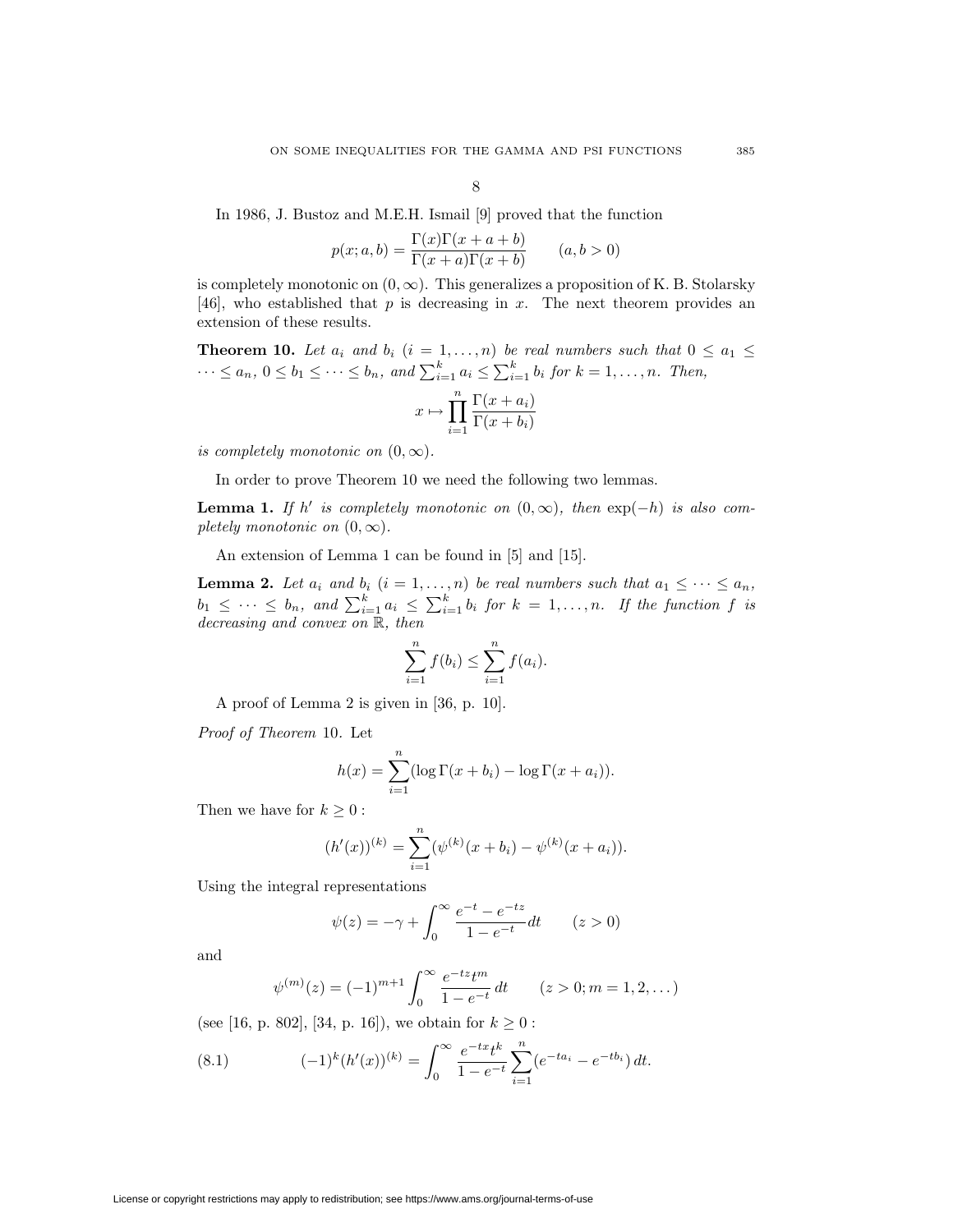## 8

In 1986, J. Bustoz and M.E.H. Ismail [9] proved that the function

$$p(x; a, b) = \frac{\Gamma(x)\Gamma(x+a+b)}{\Gamma(x+a)\Gamma(x+b)} \qquad (a, b > 0)$$

is completely monotonic on $(0, \infty)$. This generalizes a proposition of K. B. Stolarsky [46], who established that $p$ is decreasing in $x$. The next theorem provides an extension of these results.

**Theorem 10.** *Let $a_i$ and $b_i$ $(i = 1, \dots, n)$ be real numbers such that $0 \le a_1 \le \cdots \le a_n$, $0 \le b_1 \le \cdots \le b_n$, and $\sum_{i=1}^k a_i \le \sum_{i=1}^k b_i$ for $k = 1, \dots, n$. Then,*

$$x \mapsto \prod_{i=1}^n \frac{\Gamma(x+a_i)}{\Gamma(x+b_i)}$$

*is completely monotonic on $(0, \infty)$.*

In order to prove Theorem 10 we need the following two lemmas.

**Lemma 1.** *If $h'$ is completely monotonic on $(0, \infty)$, then $\exp(-h)$ is also completely monotonic on $(0, \infty)$.*

An extension of Lemma 1 can be found in [5] and [15].

**Lemma 2.** *Let $a_i$ and $b_i$ $(i = 1, \dots, n)$ be real numbers such that $a_1 \le \cdots \le a_n$, $b_1 \le \cdots \le b_n$, and $\sum_{i=1}^k a_i \le \sum_{i=1}^k b_i$ for $k = 1, \dots, n$. If the function $f$ is decreasing and convex on $\mathbb{R}$, then*

$$\sum_{i=1}^n f(b_i) \le \sum_{i=1}^n f(a_i).$$

A proof of Lemma 2 is given in [36, p. 10].

*Proof of Theorem* 10. Let

$$h(x) = \sum_{i=1}^n (\log \Gamma(x+b_i) - \log \Gamma(x+a_i)).$$

Then we have for $k \ge 0$ :

$$(h'(x))^{(k)} = \sum_{i=1}^n (\psi^{(k)}(x+b_i) - \psi^{(k)}(x+a_i)).$$

Using the integral representations

$$\psi(z) = -\gamma + \int_0^\infty \frac{e^{-t} - e^{-tz}}{1 - e^{-t}} dt \qquad (z > 0)$$

and

$$\psi^{(m)}(z) = (-1)^{m+1} \int_0^\infty \frac{e^{-tz} t^m}{1 - e^{-t}} \, dt \qquad (z > 0; m = 1, 2, \dots)$$

(see [16, p. 802], [34, p. 16]), we obtain for $k \ge 0$ :

$$(-1)^k (h'(x))^{(k)} = \int_0^\infty \frac{e^{-tx} t^k}{1 - e^{-t}} \sum_{i=1}^n (e^{-ta_i} - e^{-tb_i}) \, dt. \tag{8.1}$$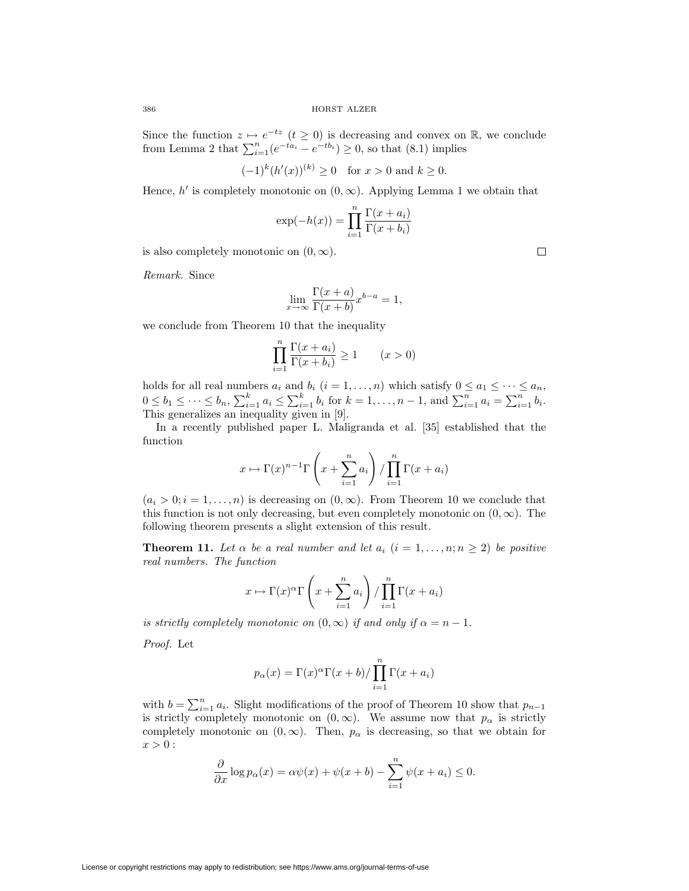Since the function $z \mapsto e^{-tz}$ $(t \geq 0)$ is decreasing and convex on $\mathbb{R}$, we conclude from Lemma 2 that $\sum_{i=1}^{n}(e^{-ta_i} - e^{-tb_i}) \geq 0$, so that (8.1) implies

$$(-1)^k (h'(x))^{(k)} \geq 0 \quad \text{for } x > 0 \text{ and } k \geq 0.$$

Hence, $h'$ is completely monotonic on $(0, \infty)$. Applying Lemma 1 we obtain that

$$\exp(-h(x)) = \prod_{i=1}^{n} \frac{\Gamma(x+a_i)}{\Gamma(x+b_i)}$$

is also completely monotonic on $(0, \infty)$. $\square$

*Remark.* Since

$$\lim_{x\to\infty} \frac{\Gamma(x+a)}{\Gamma(x+b)} x^{b-a} = 1,$$

we conclude from Theorem 10 that the inequality

$$\prod_{i=1}^{n} \frac{\Gamma(x+a_i)}{\Gamma(x+b_i)} \geq 1 \qquad (x > 0)$$

holds for all real numbers $a_i$ and $b_i$ $(i = 1, \ldots, n)$ which satisfy $0 \leq a_1 \leq \cdots \leq a_n$, $0 \leq b_1 \leq \cdots \leq b_n$, $\sum_{i=1}^{k} a_i \leq \sum_{i=1}^{k} b_i$ for $k = 1, \ldots, n-1$, and $\sum_{i=1}^{n} a_i = \sum_{i=1}^{n} b_i$. This generalizes an inequality given in [9].

In a recently published paper L. Maligranda et al. [35] established that the function

$$x \mapsto \Gamma(x)^{n-1} \Gamma\left(x + \sum_{i=1}^{n} a_i\right) / \prod_{i=1}^{n} \Gamma(x+a_i)$$

$(a_i > 0; i = 1, \ldots, n)$ is decreasing on $(0, \infty)$. From Theorem 10 we conclude that this function is not only decreasing, but even completely monotonic on $(0, \infty)$. The following theorem presents a slight extension of this result.

**Theorem 11.** *Let $\alpha$ be a real number and let $a_i$ $(i = 1, \ldots, n; n \geq 2)$ be positive real numbers. The function*

$$x \mapsto \Gamma(x)^{\alpha} \Gamma\left(x + \sum_{i=1}^{n} a_i\right) / \prod_{i=1}^{n} \Gamma(x+a_i)$$

*is strictly completely monotonic on $(0, \infty)$ if and only if $\alpha = n - 1$.*

*Proof.* Let

$$p_{\alpha}(x) = \Gamma(x)^{\alpha} \Gamma(x+b) / \prod_{i=1}^{n} \Gamma(x+a_i)$$

with $b = \sum_{i=1}^{n} a_i$. Slight modifications of the proof of Theorem 10 show that $p_{n-1}$ is strictly completely monotonic on $(0, \infty)$. We assume now that $p_{\alpha}$ is strictly completely monotonic on $(0, \infty)$. Then, $p_{\alpha}$ is decreasing, so that we obtain for $x > 0$:

$$\frac{\partial}{\partial x} \log p_{\alpha}(x) = \alpha \psi(x) + \psi(x+b) - \sum_{i=1}^{n} \psi(x+a_i) \leq 0.$$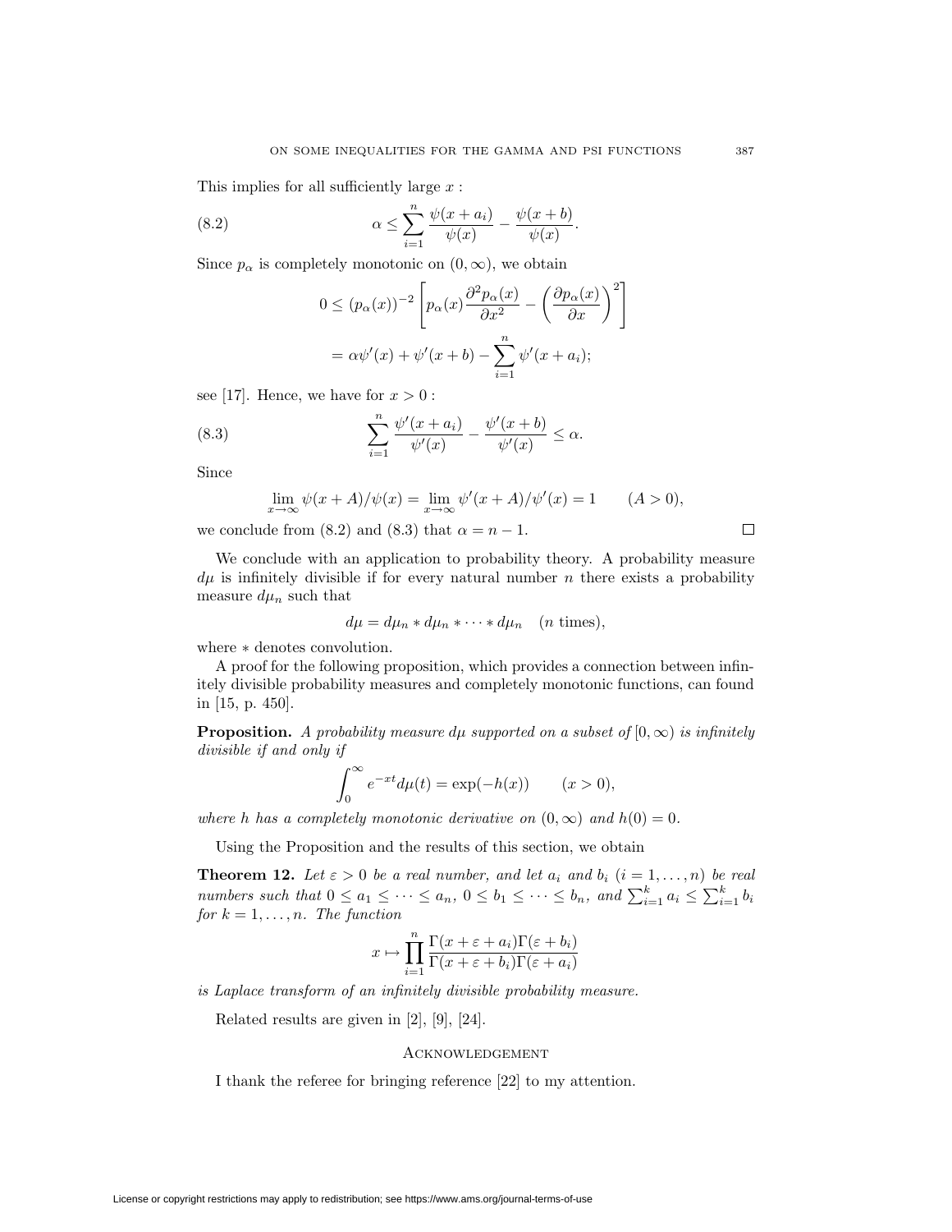This implies for all sufficiently large $x$ :

$$\alpha \leq \sum_{i=1}^{n} \frac{\psi(x+a_i)}{\psi(x)} - \frac{\psi(x+b)}{\psi(x)}. \tag{8.2}$$

Since $p_\alpha$ is completely monotonic on $(0, \infty)$, we obtain

$$\begin{aligned}
0 &\leq (p_\alpha(x))^{-2} \left[ p_\alpha(x) \frac{\partial^2 p_\alpha(x)}{\partial x^2} - \left( \frac{\partial p_\alpha(x)}{\partial x} \right)^2 \right] \\
&= \alpha \psi'(x) + \psi'(x+b) - \sum_{i=1}^{n} \psi'(x+a_i);
\end{aligned}$$

see [17]. Hence, we have for $x > 0$ :

$$\sum_{i=1}^{n} \frac{\psi'(x+a_i)}{\psi'(x)} - \frac{\psi'(x+b)}{\psi'(x)} \leq \alpha. \tag{8.3}$$

Since

$$\lim_{x\to\infty} \psi(x+A)/\psi(x) = \lim_{x\to\infty} \psi'(x+A)/\psi'(x) = 1 \qquad (A > 0),$$

we conclude from (8.2) and (8.3) that $\alpha = n - 1$. □

We conclude with an application to probability theory. A probability measure $d\mu$ is infinitely divisible if for every natural number $n$ there exists a probability measure $d\mu_n$ such that

$$d\mu = d\mu_n * d\mu_n * \cdots * d\mu_n \quad (n \text{ times}),$$

where $*$ denotes convolution.

A proof for the following proposition, which provides a connection between infinitely divisible probability measures and completely monotonic functions, can found in [15, p. 450].

**Proposition.** *A probability measure $d\mu$ supported on a subset of $[0, \infty)$ is infinitely divisible if and only if*

$$\int_0^\infty e^{-xt} d\mu(t) = \exp(-h(x)) \qquad (x > 0),$$

*where $h$ has a completely monotonic derivative on $(0, \infty)$ and $h(0) = 0$.*

Using the Proposition and the results of this section, we obtain

**Theorem 12.** *Let $\varepsilon > 0$ be a real number, and let $a_i$ and $b_i$ $(i = 1, \ldots, n)$ be real numbers such that $0 \leq a_1 \leq \cdots \leq a_n$, $0 \leq b_1 \leq \cdots \leq b_n$, and $\sum_{i=1}^{k} a_i \leq \sum_{i=1}^{k} b_i$ for $k = 1, \ldots, n$. The function*

$$x \mapsto \prod_{i=1}^{n} \frac{\Gamma(x+\varepsilon+a_i)\Gamma(\varepsilon+b_i)}{\Gamma(x+\varepsilon+b_i)\Gamma(\varepsilon+a_i)}$$

*is Laplace transform of an infinitely divisible probability measure.*

Related results are given in [2], [9], [24].

## Acknowledgement

I thank the referee for bringing reference [22] to my attention.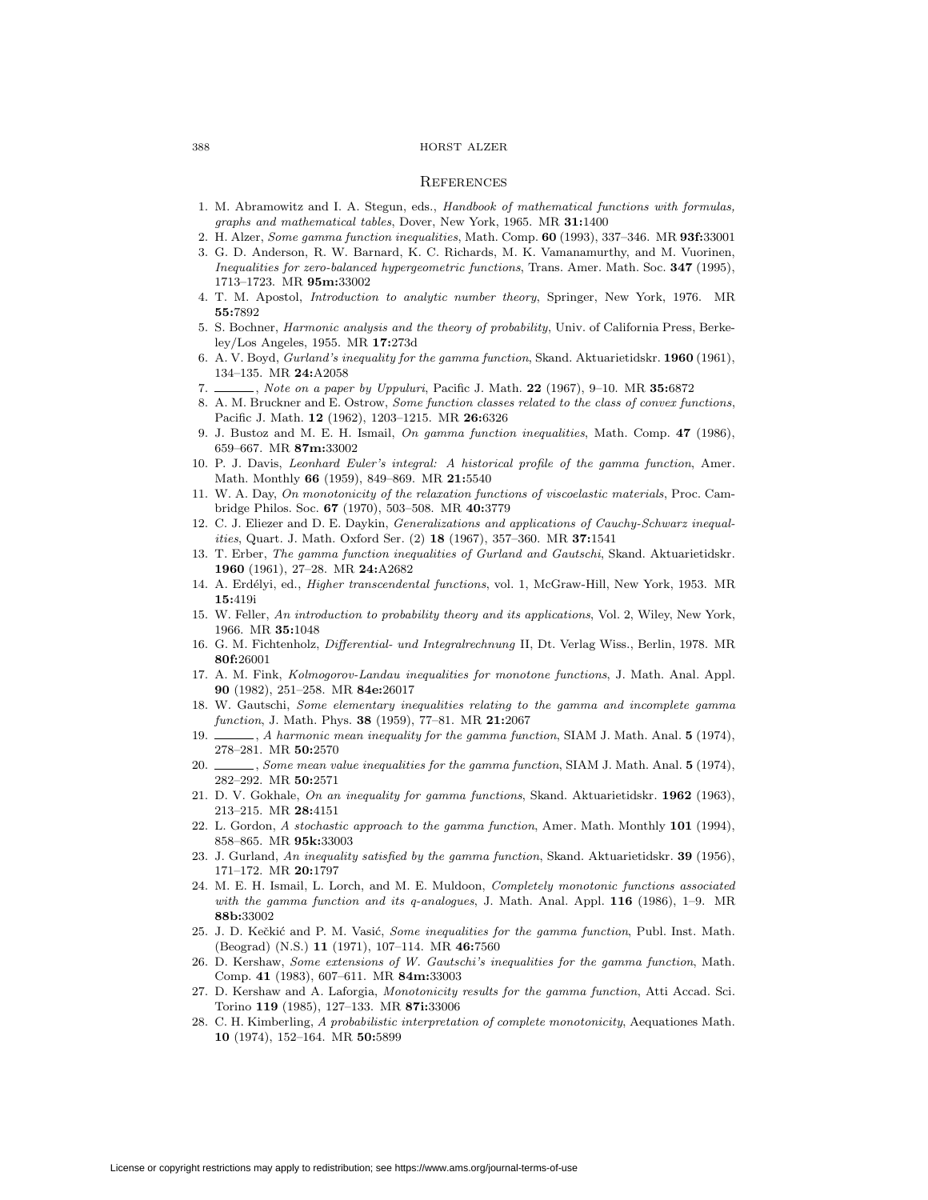## References

1. M. Abramowitz and I. A. Stegun, eds., *Handbook of mathematical functions with formulas, graphs and mathematical tables*, Dover, New York, 1965. MR **31:**1400
2. H. Alzer, *Some gamma function inequalities*, Math. Comp. **60** (1993), 337–346. MR **93f:**33001
3. G. D. Anderson, R. W. Barnard, K. C. Richards, M. K. Vamanamurthy, and M. Vuorinen, *Inequalities for zero-balanced hypergeometric functions*, Trans. Amer. Math. Soc. **347** (1995), 1713–1723. MR **95m:**33002
4. T. M. Apostol, *Introduction to analytic number theory*, Springer, New York, 1976. MR **55:**7892
5. S. Bochner, *Harmonic analysis and the theory of probability*, Univ. of California Press, Berkeley/Los Angeles, 1955. MR **17:**273d
6. A. V. Boyd, *Gurland's inequality for the gamma function*, Skand. Aktuarietidskr. **1960** (1961), 134–135. MR **24:**A2058
7. ______, *Note on a paper by Uppuluri*, Pacific J. Math. **22** (1967), 9–10. MR **35:**6872
8. A. M. Bruckner and E. Ostrow, *Some function classes related to the class of convex functions*, Pacific J. Math. **12** (1962), 1203–1215. MR **26:**6326
9. J. Bustoz and M. E. H. Ismail, *On gamma function inequalities*, Math. Comp. **47** (1986), 659–667. MR **87m:**33002
10. P. J. Davis, *Leonhard Euler's integral: A historical profile of the gamma function*, Amer. Math. Monthly **66** (1959), 849–869. MR **21:**5540
11. W. A. Day, *On monotonicity of the relaxation functions of viscoelastic materials*, Proc. Cambridge Philos. Soc. **67** (1970), 503–508. MR **40:**3779
12. C. J. Eliezer and D. E. Daykin, *Generalizations and applications of Cauchy-Schwarz inequalities*, Quart. J. Math. Oxford Ser. (2) **18** (1967), 357–360. MR **37:**1541
13. T. Erber, *The gamma function inequalities of Gurland and Gautschi*, Skand. Aktuarietidskr. **1960** (1961), 27–28. MR **24:**A2682
14. A. Erdélyi, ed., *Higher transcendental functions*, vol. 1, McGraw-Hill, New York, 1953. MR **15:**419i
15. W. Feller, *An introduction to probability theory and its applications*, Vol. 2, Wiley, New York, 1966. MR **35:**1048
16. G. M. Fichtenholz, *Differential- und Integralrechnung* II, Dt. Verlag Wiss., Berlin, 1978. MR **80f:**26001
17. A. M. Fink, *Kolmogorov-Landau inequalities for monotone functions*, J. Math. Anal. Appl. **90** (1982), 251–258. MR **84e:**26017
18. W. Gautschi, *Some elementary inequalities relating to the gamma and incomplete gamma function*, J. Math. Phys. **38** (1959), 77–81. MR **21:**2067
19. ______, *A harmonic mean inequality for the gamma function*, SIAM J. Math. Anal. **5** (1974), 278–281. MR **50:**2570
20. ______, *Some mean value inequalities for the gamma function*, SIAM J. Math. Anal. **5** (1974), 282–292. MR **50:**2571
21. D. V. Gokhale, *On an inequality for gamma functions*, Skand. Aktuarietidskr. **1962** (1963), 213–215. MR **28:**4151
22. L. Gordon, *A stochastic approach to the gamma function*, Amer. Math. Monthly **101** (1994), 858–865. MR **95k:**33003
23. J. Gurland, *An inequality satisfied by the gamma function*, Skand. Aktuarietidskr. **39** (1956), 171–172. MR **20:**1797
24. M. E. H. Ismail, L. Lorch, and M. E. Muldoon, *Completely monotonic functions associated with the gamma function and its q-analogues*, J. Math. Anal. Appl. **116** (1986), 1–9. MR **88b:**33002
25. J. D. Kečkić and P. M. Vasić, *Some inequalities for the gamma function*, Publ. Inst. Math. (Beograd) (N.S.) **11** (1971), 107–114. MR **46:**7560
26. D. Kershaw, *Some extensions of W. Gautschi's inequalities for the gamma function*, Math. Comp. **41** (1983), 607–611. MR **84m:**33003
27. D. Kershaw and A. Laforgia, *Monotonicity results for the gamma function*, Atti Accad. Sci. Torino **119** (1985), 127–133. MR **87i:**33006
28. C. H. Kimberling, *A probabilistic interpretation of complete monotonicity*, Aequationes Math. **10** (1974), 152–164. MR **50:**5899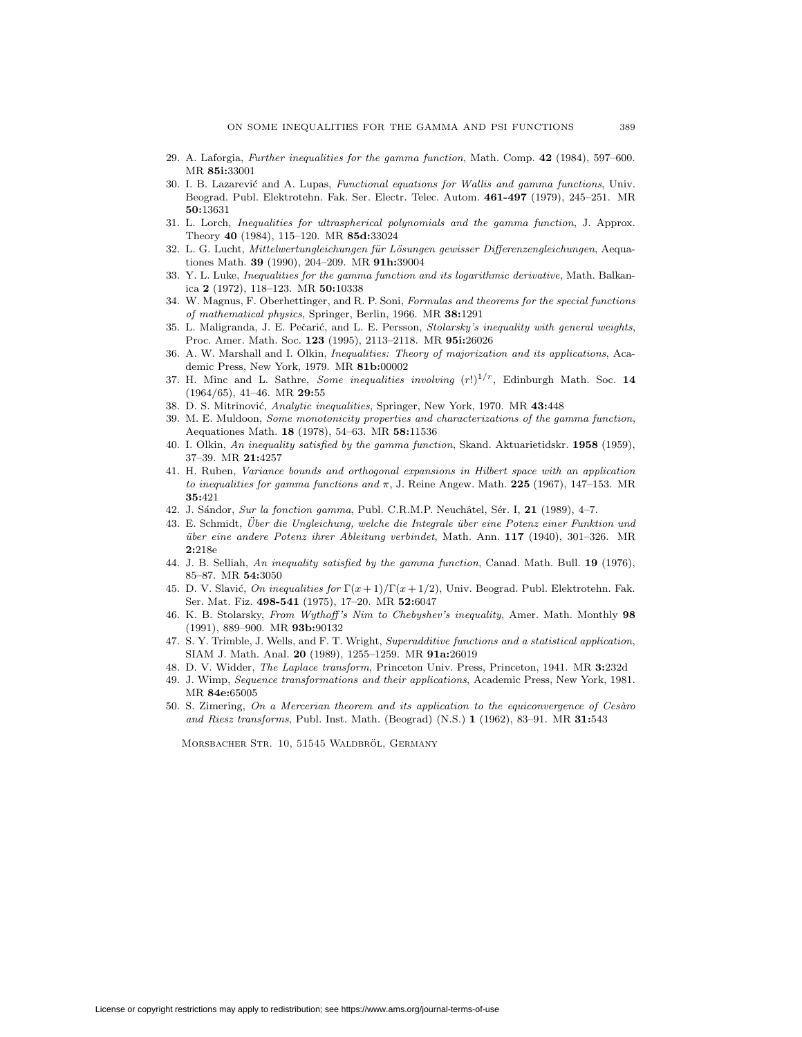29. A. Laforgia, *Further inequalities for the gamma function*, Math. Comp. **42** (1984), 597–600. MR **85i:**33001
30. I. B. Lazarević and A. Lupas, *Functional equations for Wallis and gamma functions*, Univ. Beograd. Publ. Elektrotehn. Fak. Ser. Electr. Telec. Autom. **461-497** (1979), 245–251. MR **50:**13631
31. L. Lorch, *Inequalities for ultraspherical polynomials and the gamma function*, J. Approx. Theory **40** (1984), 115–120. MR **85d:**33024
32. L. G. Lucht, *Mittelwertungleichungen für Lösungen gewisser Differenzengleichungen*, Aequationes Math. **39** (1990), 204–209. MR **91h:**39004
33. Y. L. Luke, *Inequalities for the gamma function and its logarithmic derivative*, Math. Balkanica **2** (1972), 118–123. MR **50:**10338
34. W. Magnus, F. Oberhettinger, and R. P. Soni, *Formulas and theorems for the special functions of mathematical physics*, Springer, Berlin, 1966. MR **38:**1291
35. L. Maligranda, J. E. Pečarić, and L. E. Persson, *Stolarsky's inequality with general weights*, Proc. Amer. Math. Soc. **123** (1995), 2113–2118. MR **95i:**26026
36. A. W. Marshall and I. Olkin, *Inequalities: Theory of majorization and its applications*, Academic Press, New York, 1979. MR **81b:**00002
37. H. Minc and L. Sathre, *Some inequalities involving* $(r!)^{1/r}$, Edinburgh Math. Soc. **14** (1964/65), 41–46. MR **29:**55
38. D. S. Mitrinović, *Analytic inequalities*, Springer, New York, 1970. MR **43:**448
39. M. E. Muldoon, *Some monotonicity properties and characterizations of the gamma function*, Aequationes Math. **18** (1978), 54–63. MR **58:**11536
40. I. Olkin, *An inequality satisfied by the gamma function*, Skand. Aktuarietidskr. **1958** (1959), 37–39. MR **21:**4257
41. H. Ruben, *Variance bounds and orthogonal expansions in Hilbert space with an application to inequalities for gamma functions and* $\pi$, J. Reine Angew. Math. **225** (1967), 147–153. MR **35:**421
42. J. Sándor, *Sur la fonction gamma*, Publ. C.R.M.P. Neuchâtel, Sér. I, **21** (1989), 4–7.
43. E. Schmidt, *Über die Ungleichung, welche die Integrale über eine Potenz einer Funktion und über eine andere Potenz ihrer Ableitung verbindet*, Math. Ann. **117** (1940), 301–326. MR **2:**218e
44. J. B. Selliah, *An inequality satisfied by the gamma function*, Canad. Math. Bull. **19** (1976), 85–87. MR **54:**3050
45. D. V. Slavić, *On inequalities for* $\Gamma(x+1)/\Gamma(x+1/2)$, Univ. Beograd. Publ. Elektrotehn. Fak. Ser. Mat. Fiz. **498-541** (1975), 17–20. MR **52:**6047
46. K. B. Stolarsky, *From Wythoff's Nim to Chebyshev's inequality*, Amer. Math. Monthly **98** (1991), 889–900. MR **93b:**90132
47. S. Y. Trimble, J. Wells, and F. T. Wright, *Superadditive functions and a statistical application*, SIAM J. Math. Anal. **20** (1989), 1255–1259. MR **91a:**26019
48. D. V. Widder, *The Laplace transform*, Princeton Univ. Press, Princeton, 1941. MR **3:**232d
49. J. Wimp, *Sequence transformations and their applications*, Academic Press, New York, 1981. MR **84e:**65005
50. S. Zimering, *On a Mercerian theorem and its application to the equiconvergence of Cesàro and Riesz transforms*, Publ. Inst. Math. (Beograd) (N.S.) **1** (1962), 83–91. MR **31:**543

Morsbacher Str. 10, 51545 Waldbröl, Germany